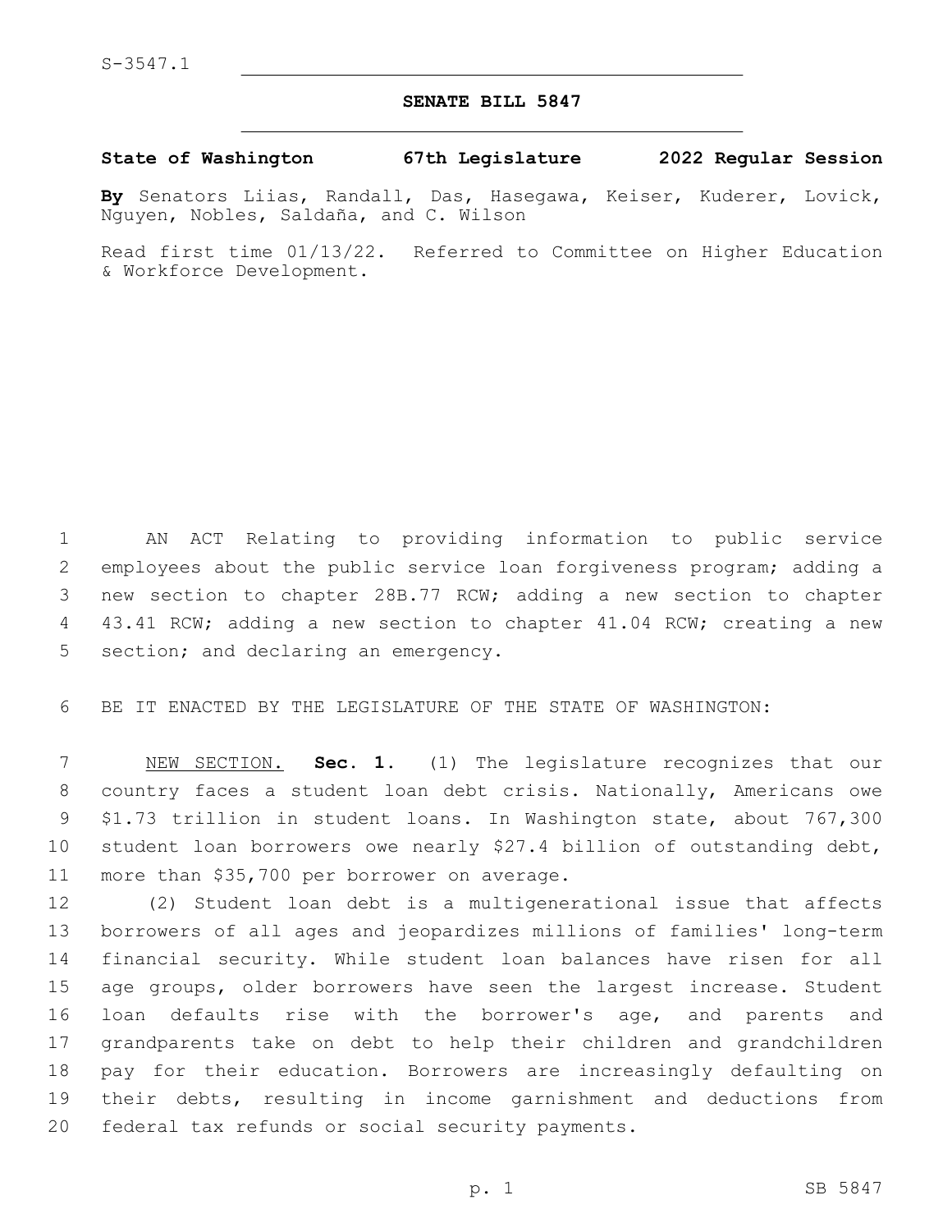S-3547.1

# SENATE BILL 5847

**State of Washington 67th Legislature 2022 Regular Session**

**By** Senators Liias, Randall, Das, Hasegawa, Keiser, Kuderer, Lovick, Nguyen, Nobles, Saldaña, and C. Wilson

Read first time 01/13/22. Referred to Committee on Higher Education & Workforce Development.

AN ACT Relating to providing information to public service employees about the public service loan forgiveness program; adding a new section to chapter 28B.77 RCW; adding a new section to chapter 43.41 RCW; adding a new section to chapter 41.04 RCW; creating a new section; and declaring an emergency.

BE IT ENACTED BY THE LEGISLATURE OF THE STATE OF WASHINGTON:

NEW SECTION. **Sec. 1.** (1) The legislature recognizes that our country faces a student loan debt crisis. Nationally, Americans owe $1.73 trillion in student loans. In Washington state, about 767,300 student loan borrowers owe nearly $27.4 billion of outstanding debt, more than $35,700 per borrower on average.

(2) Student loan debt is a multigenerational issue that affects borrowers of all ages and jeopardizes millions of families' long-term financial security. While student loan balances have risen for all age groups, older borrowers have seen the largest increase. Student loan defaults rise with the borrower's age, and parents and grandparents take on debt to help their children and grandchildren pay for their education. Borrowers are increasingly defaulting on their debts, resulting in income garnishment and deductions from federal tax refunds or social security payments.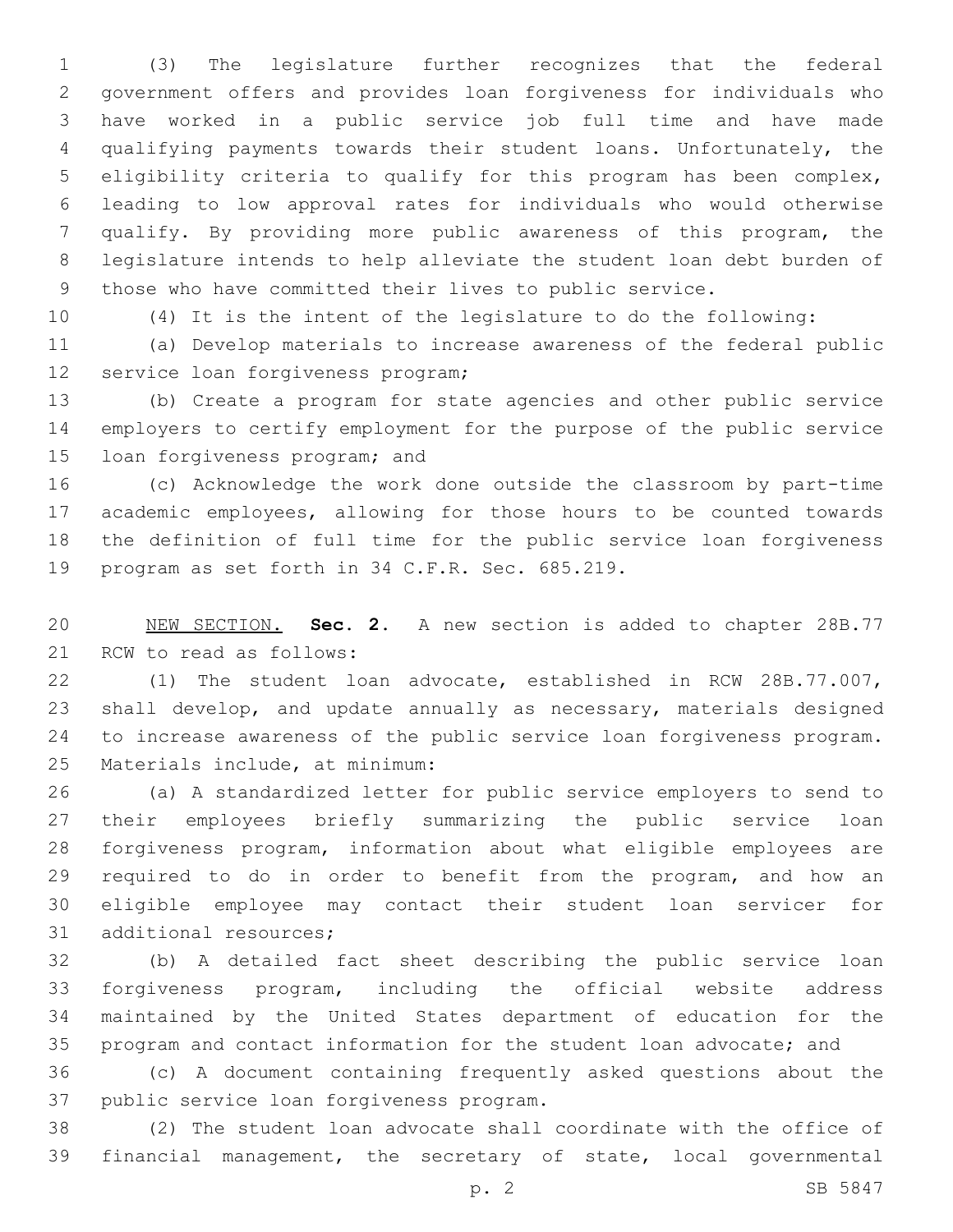(3) The legislature further recognizes that the federal government offers and provides loan forgiveness for individuals who have worked in a public service job full time and have made qualifying payments towards their student loans. Unfortunately, the eligibility criteria to qualify for this program has been complex, leading to low approval rates for individuals who would otherwise qualify. By providing more public awareness of this program, the legislature intends to help alleviate the student loan debt burden of those who have committed their lives to public service.

(4) It is the intent of the legislature to do the following:

(a) Develop materials to increase awareness of the federal public service loan forgiveness program;

(b) Create a program for state agencies and other public service employers to certify employment for the purpose of the public service loan forgiveness program; and

(c) Acknowledge the work done outside the classroom by part-time academic employees, allowing for those hours to be counted towards the definition of full time for the public service loan forgiveness program as set forth in 34 C.F.R. Sec. 685.219.

NEW SECTION. **Sec. 2.** A new section is added to chapter 28B.77 RCW to read as follows:

(1) The student loan advocate, established in RCW 28B.77.007, shall develop, and update annually as necessary, materials designed to increase awareness of the public service loan forgiveness program. Materials include, at minimum:

(a) A standardized letter for public service employers to send to their employees briefly summarizing the public service loan forgiveness program, information about what eligible employees are required to do in order to benefit from the program, and how an eligible employee may contact their student loan servicer for additional resources;

(b) A detailed fact sheet describing the public service loan forgiveness program, including the official website address maintained by the United States department of education for the program and contact information for the student loan advocate; and

(c) A document containing frequently asked questions about the public service loan forgiveness program.

(2) The student loan advocate shall coordinate with the office of financial management, the secretary of state, local governmental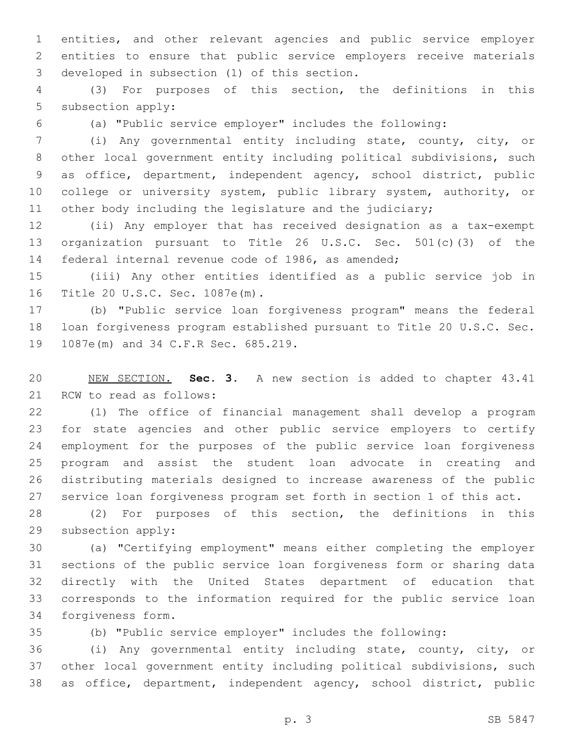entities, and other relevant agencies and public service employer entities to ensure that public service employers receive materials developed in subsection (1) of this section.

(3) For purposes of this section, the definitions in this subsection apply:

(a) "Public service employer" includes the following:

(i) Any governmental entity including state, county, city, or other local government entity including political subdivisions, such as office, department, independent agency, school district, public college or university system, public library system, authority, or other body including the legislature and the judiciary;

(ii) Any employer that has received designation as a tax-exempt organization pursuant to Title 26 U.S.C. Sec. 501(c)(3) of the federal internal revenue code of 1986, as amended;

(iii) Any other entities identified as a public service job in Title 20 U.S.C. Sec. 1087e(m).

(b) "Public service loan forgiveness program" means the federal loan forgiveness program established pursuant to Title 20 U.S.C. Sec. 1087e(m) and 34 C.F.R Sec. 685.219.

NEW SECTION. **Sec. 3.** A new section is added to chapter 43.41 RCW to read as follows:

(1) The office of financial management shall develop a program for state agencies and other public service employers to certify employment for the purposes of the public service loan forgiveness program and assist the student loan advocate in creating and distributing materials designed to increase awareness of the public service loan forgiveness program set forth in section 1 of this act.

(2) For purposes of this section, the definitions in this subsection apply:

(a) "Certifying employment" means either completing the employer sections of the public service loan forgiveness form or sharing data directly with the United States department of education that corresponds to the information required for the public service loan forgiveness form.

(b) "Public service employer" includes the following:

(i) Any governmental entity including state, county, city, or other local government entity including political subdivisions, such as office, department, independent agency, school district, public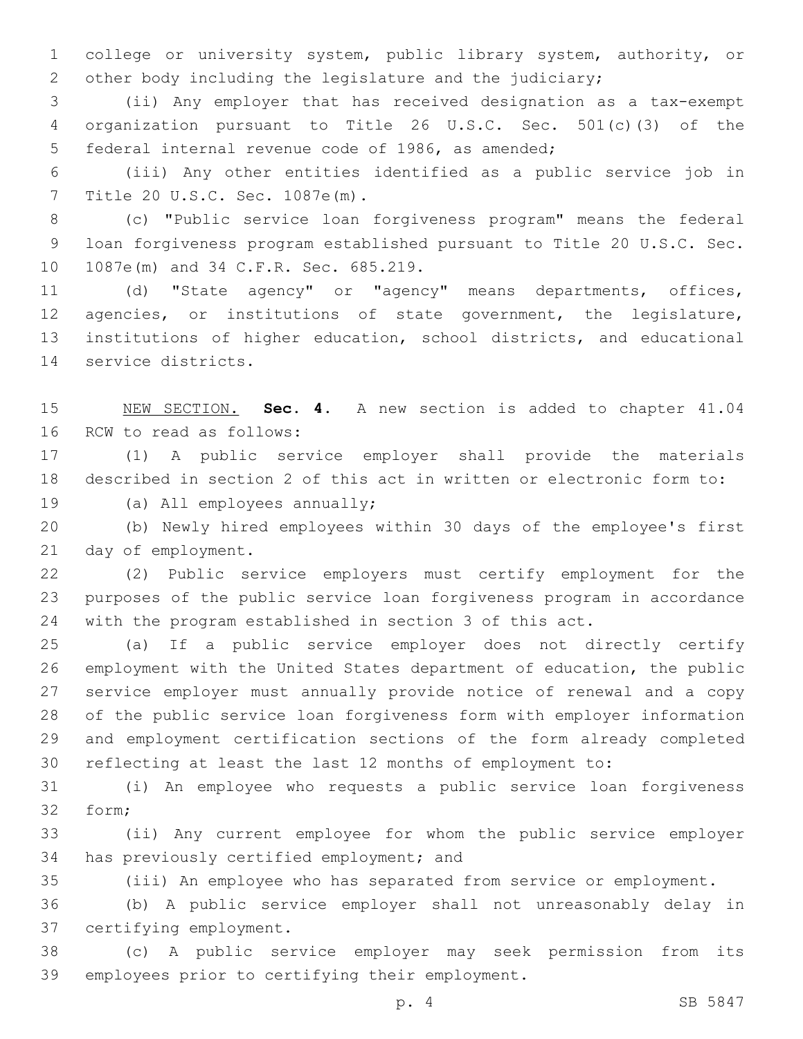college or university system, public library system, authority, or other body including the legislature and the judiciary;

(ii) Any employer that has received designation as a tax-exempt organization pursuant to Title 26 U.S.C. Sec. 501(c)(3) of the federal internal revenue code of 1986, as amended;

(iii) Any other entities identified as a public service job in Title 20 U.S.C. Sec. 1087e(m).

(c) "Public service loan forgiveness program" means the federal loan forgiveness program established pursuant to Title 20 U.S.C. Sec. 1087e(m) and 34 C.F.R. Sec. 685.219.

(d) "State agency" or "agency" means departments, offices, agencies, or institutions of state government, the legislature, institutions of higher education, school districts, and educational service districts.

NEW SECTION. **Sec. 4.** A new section is added to chapter 41.04 RCW to read as follows:

(1) A public service employer shall provide the materials described in section 2 of this act in written or electronic form to:

(a) All employees annually;

(b) Newly hired employees within 30 days of the employee's first day of employment.

(2) Public service employers must certify employment for the purposes of the public service loan forgiveness program in accordance with the program established in section 3 of this act.

(a) If a public service employer does not directly certify employment with the United States department of education, the public service employer must annually provide notice of renewal and a copy of the public service loan forgiveness form with employer information and employment certification sections of the form already completed reflecting at least the last 12 months of employment to:

(i) An employee who requests a public service loan forgiveness form;

(ii) Any current employee for whom the public service employer has previously certified employment; and

(iii) An employee who has separated from service or employment.

(b) A public service employer shall not unreasonably delay in certifying employment.

(c) A public service employer may seek permission from its employees prior to certifying their employment.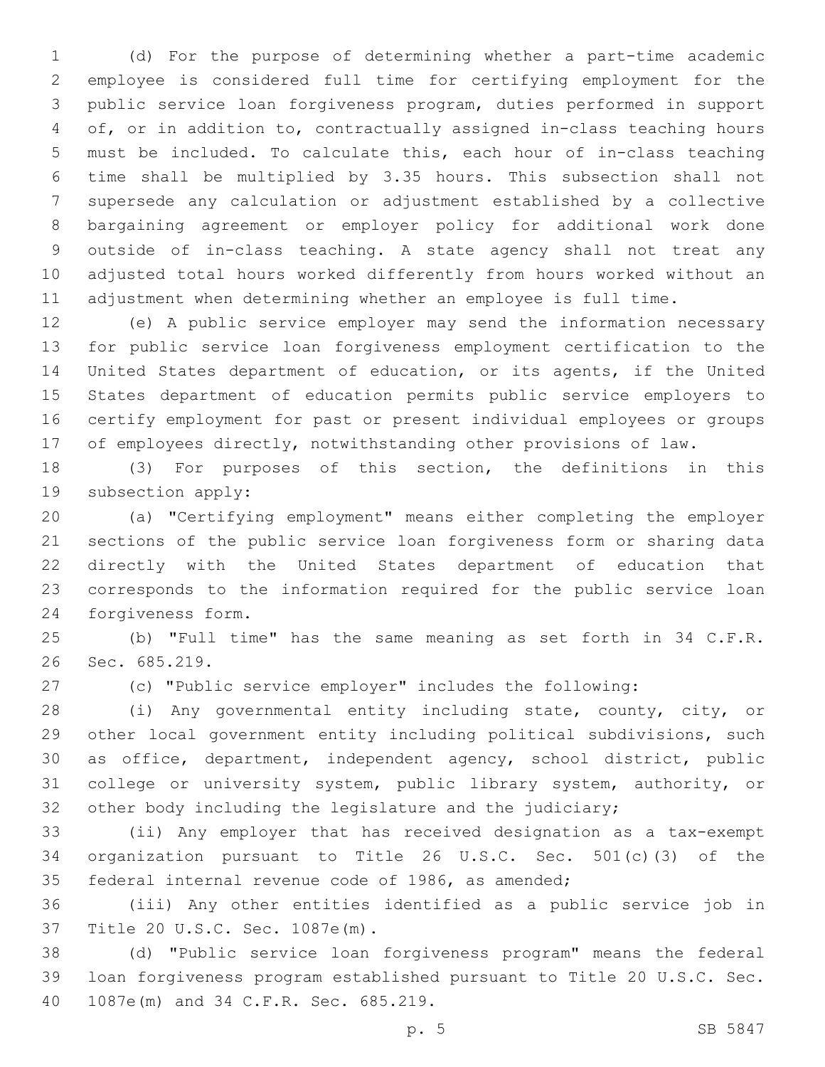(d) For the purpose of determining whether a part-time academic employee is considered full time for certifying employment for the public service loan forgiveness program, duties performed in support of, or in addition to, contractually assigned in-class teaching hours must be included. To calculate this, each hour of in-class teaching time shall be multiplied by 3.35 hours. This subsection shall not supersede any calculation or adjustment established by a collective bargaining agreement or employer policy for additional work done outside of in-class teaching. A state agency shall not treat any adjusted total hours worked differently from hours worked without an adjustment when determining whether an employee is full time.

(e) A public service employer may send the information necessary for public service loan forgiveness employment certification to the United States department of education, or its agents, if the United States department of education permits public service employers to certify employment for past or present individual employees or groups of employees directly, notwithstanding other provisions of law.

(3) For purposes of this section, the definitions in this subsection apply:

(a) "Certifying employment" means either completing the employer sections of the public service loan forgiveness form or sharing data directly with the United States department of education that corresponds to the information required for the public service loan forgiveness form.

(b) "Full time" has the same meaning as set forth in 34 C.F.R. Sec. 685.219.

(c) "Public service employer" includes the following:

(i) Any governmental entity including state, county, city, or other local government entity including political subdivisions, such as office, department, independent agency, school district, public college or university system, public library system, authority, or other body including the legislature and the judiciary;

(ii) Any employer that has received designation as a tax-exempt organization pursuant to Title 26 U.S.C. Sec. 501(c)(3) of the federal internal revenue code of 1986, as amended;

(iii) Any other entities identified as a public service job in Title 20 U.S.C. Sec. 1087e(m).

(d) "Public service loan forgiveness program" means the federal loan forgiveness program established pursuant to Title 20 U.S.C. Sec. 1087e(m) and 34 C.F.R. Sec. 685.219.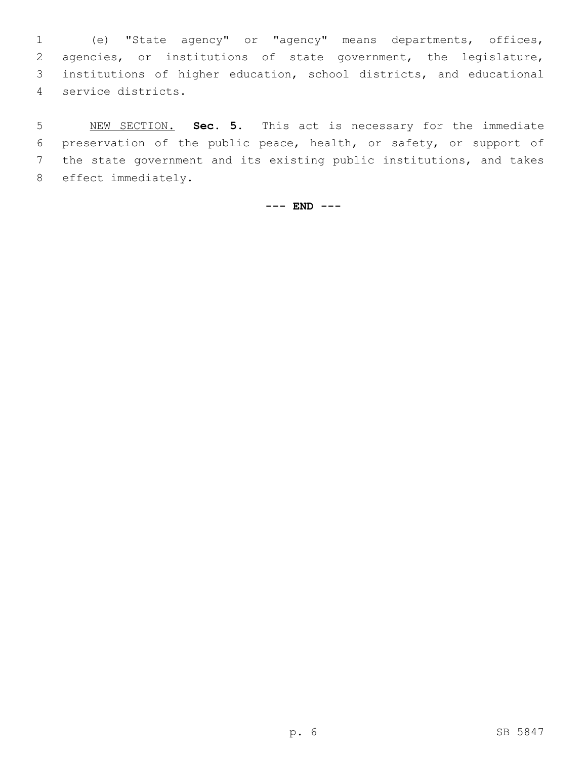(e) "State agency" or "agency" means departments, offices, agencies, or institutions of state government, the legislature, institutions of higher education, school districts, and educational service districts.

NEW SECTION. **Sec. 5.** This act is necessary for the immediate preservation of the public peace, health, or safety, or support of the state government and its existing public institutions, and takes effect immediately.

**--- END ---**